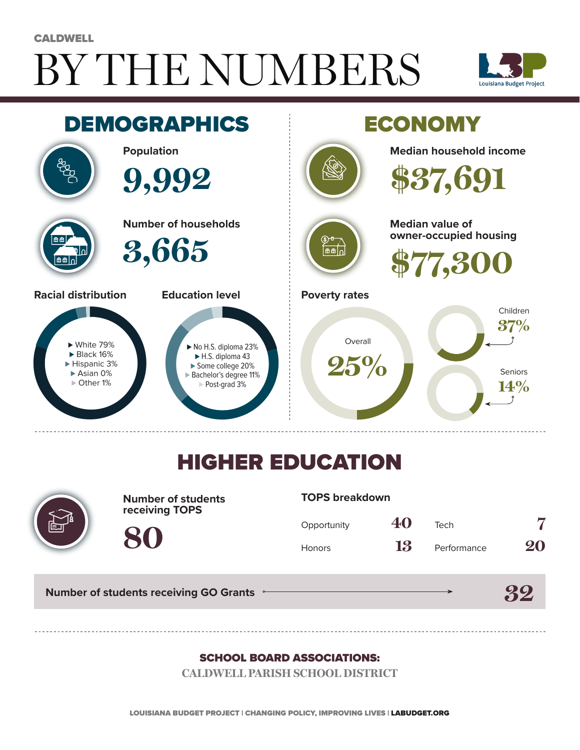CALDWELL

# BY THE NUMBERS

Louisiana Budget Project

## DEMOGRAPHICS

**Population**

**9,992**

**Number of households**

**3,665**

**Racial distribution**

- White 79%
- Black 16%
- Hispanic 3%
- Asian 0%
- Other 1%

**Education level**

- No H.S. diploma 23%
- H.S. diploma 43
- Some college 20%
- Bachelor's degree 11%
- Post-grad 3%

## ECONOMY

**Median household income**

**$37,691**

**Median value of owner-occupied housing**

**$77,300**

**Poverty rates**

Overall **25%**

Children **37%**

Seniors **14%**

## HIGHER EDUCATION

**Number of students receiving TOPS**

**80**

**TOPS breakdown**

| | | | |
|---|---|---|---|
| Opportunity | 40 | Tech | 7 |
| Honors | 13 | Performance | 20 |

**Number of students receiving GO Grants** → **32**

**SCHOOL BOARD ASSOCIATIONS:**

CALDWELL PARISH SCHOOL DISTRICT

LOUISIANA BUDGET PROJECT | CHANGING POLICY, IMPROVING LIVES | LABUDGET.ORG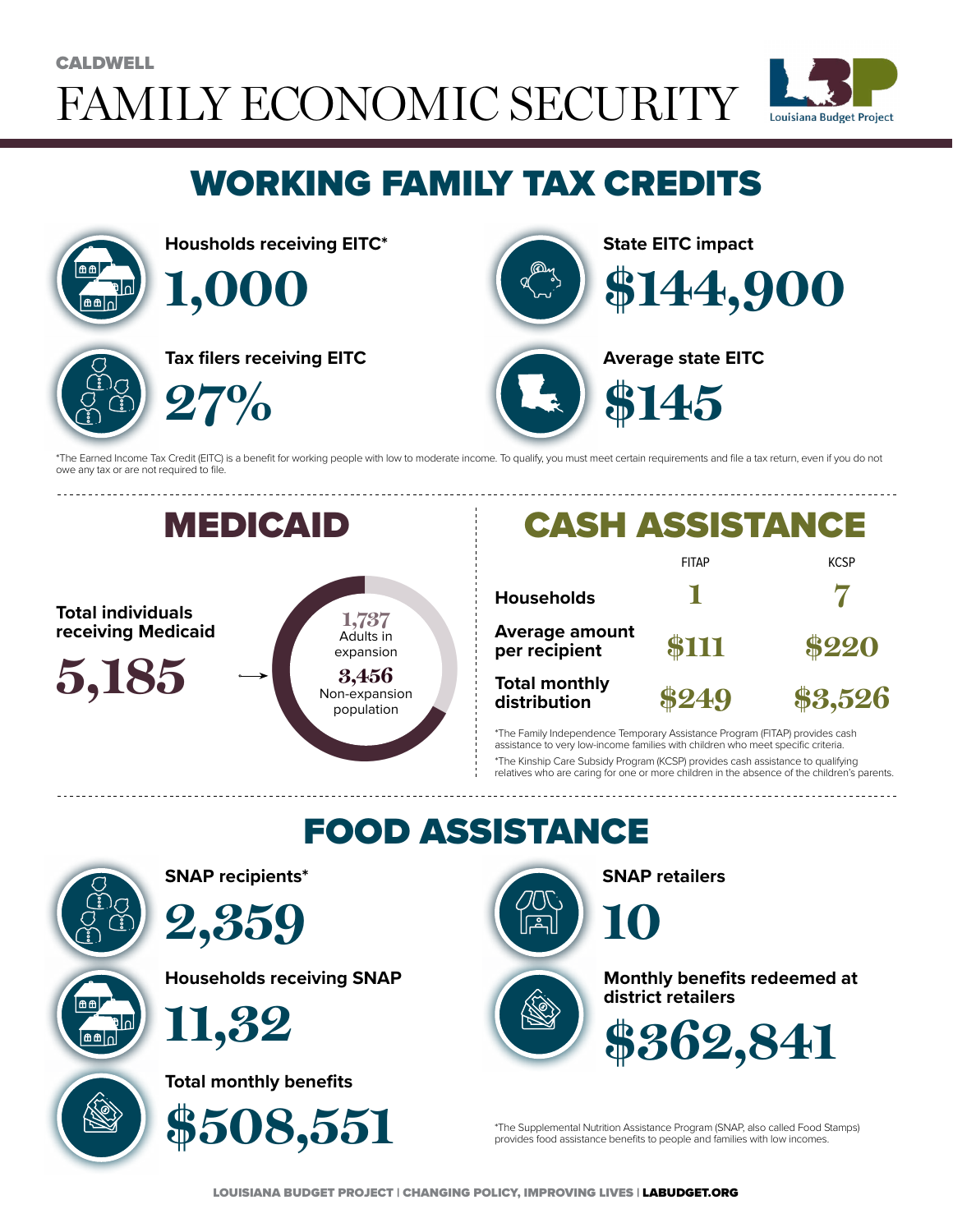CALDWELL

# FAMILY ECONOMIC SECURITY

Louisiana Budget Project

## WORKING FAMILY TAX CREDITS

**Households receiving EITC***

**1,000**

**Tax filers receiving EITC**

**27%**

**State EITC impact**

**$144,900**

**Average state EITC**

**$145**

*The Earned Income Tax Credit (EITC) is a benefit for working people with low to moderate income. To qualify, you must meet certain requirements and file a tax return, even if you do not owe any tax or are not required to file.

## MEDICAID

**Total individuals receiving Medicaid**

**5,185**

1,737
Adults in expansion

3,456
Non-expansion population

## CASH ASSISTANCE

| | FITAP | KCSP |
|---|---|---|
| Households | 1 | 7 |
| Average amount per recipient | $111 | $220 |
| Total monthly distribution | $249 | $3,526 |

*The Family Independence Temporary Assistance Program (FITAP) provides cash assistance to very low-income families with children who meet specific criteria.

*The Kinship Care Subsidy Program (KCSP) provides cash assistance to qualifying relatives who are caring for one or more children in the absence of the children's parents.

## FOOD ASSISTANCE

**SNAP recipients***

**2,359**

**Households receiving SNAP**

**11,32**

**Total monthly benefits**

**$508,551**

**SNAP retailers**

**10**

**Monthly benefits redeemed at district retailers**

**$362,841**

*The Supplemental Nutrition Assistance Program (SNAP, also called Food Stamps) provides food assistance benefits to people and families with low incomes.

LOUISIANA BUDGET PROJECT | CHANGING POLICY, IMPROVING LIVES | LABUDGET.ORG